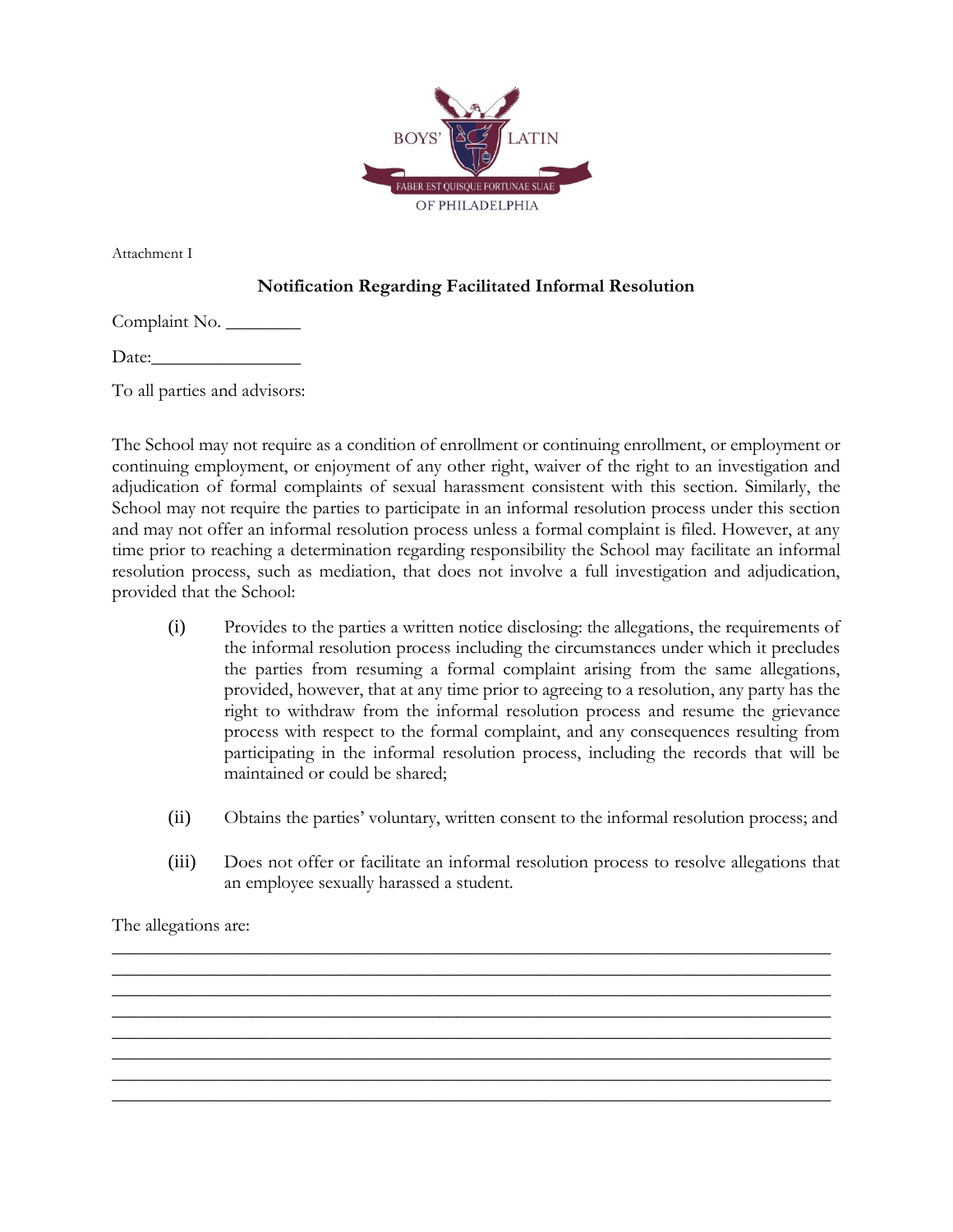BOYS' LATIN

FABER EST QUISQUE FORTUNAE SUAE

OF PHILADELPHIA

Attachment I

**Notification Regarding Facilitated Informal Resolution**

Complaint No. ________

Date:________________

To all parties and advisors:

The School may not require as a condition of enrollment or continuing enrollment, or employment or continuing employment, or enjoyment of any other right, waiver of the right to an investigation and adjudication of formal complaints of sexual harassment consistent with this section. Similarly, the School may not require the parties to participate in an informal resolution process under this section and may not offer an informal resolution process unless a formal complaint is filed. However, at any time prior to reaching a determination regarding responsibility the School may facilitate an informal resolution process, such as mediation, that does not involve a full investigation and adjudication, provided that the School:

(i) Provides to the parties a written notice disclosing: the allegations, the requirements of the informal resolution process including the circumstances under which it precludes the parties from resuming a formal complaint arising from the same allegations, provided, however, that at any time prior to agreeing to a resolution, any party has the right to withdraw from the informal resolution process and resume the grievance process with respect to the formal complaint, and any consequences resulting from participating in the informal resolution process, including the records that will be maintained or could be shared;

(ii) Obtains the parties' voluntary, written consent to the informal resolution process; and

(iii) Does not offer or facilitate an informal resolution process to resolve allegations that an employee sexually harassed a student.

The allegations are:

________________________________________________________________________________
________________________________________________________________________________
________________________________________________________________________________
________________________________________________________________________________
________________________________________________________________________________
________________________________________________________________________________
________________________________________________________________________________
________________________________________________________________________________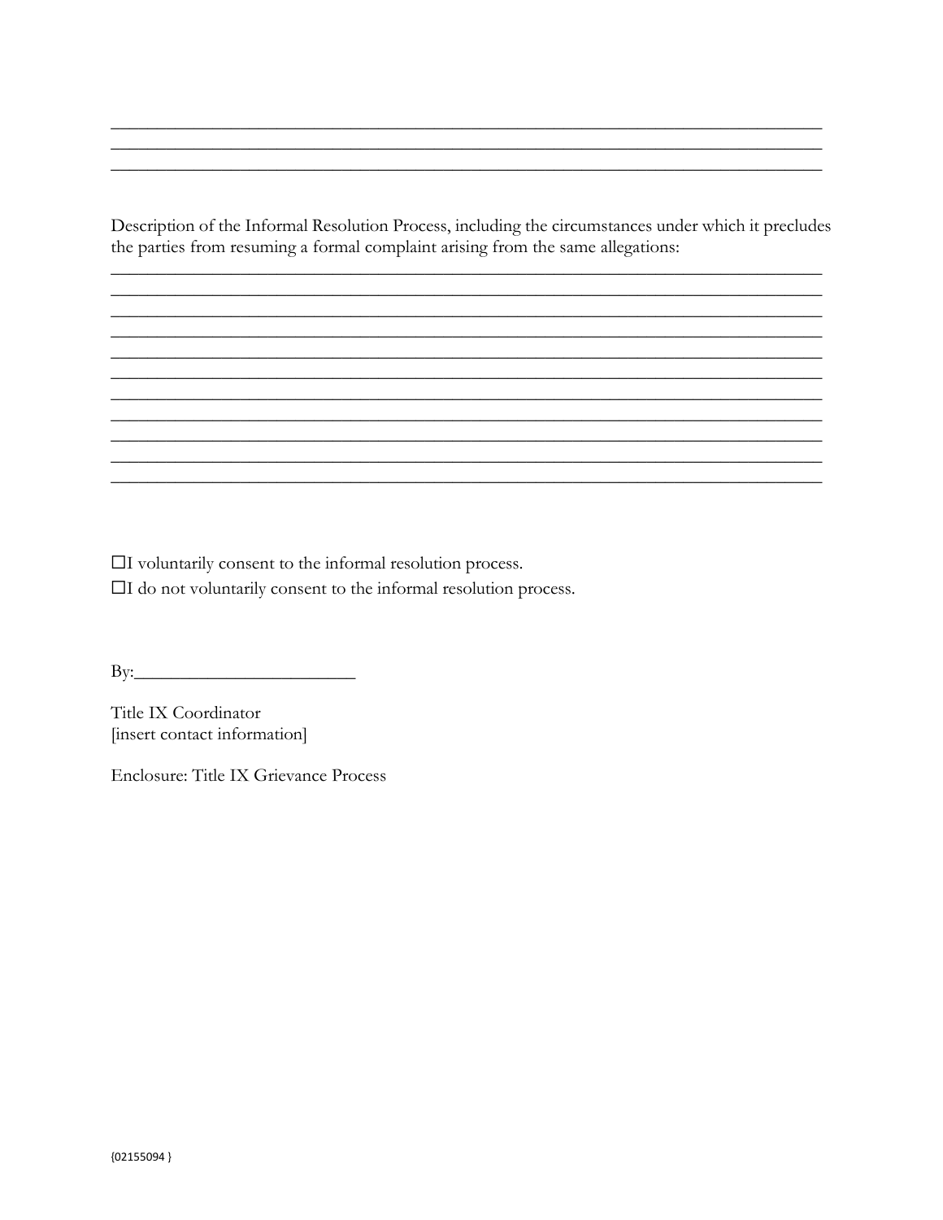\_\_\_\_\_\_\_\_\_\_\_\_\_\_\_\_\_\_\_\_\_\_\_\_\_\_\_\_\_\_\_\_\_\_\_\_\_\_\_\_\_\_\_\_\_\_\_\_\_\_\_\_\_\_\_\_\_\_\_\_\_\_\_\_\_\_\_\_\_\_\_\_\_\_\_\_
\_\_\_\_\_\_\_\_\_\_\_\_\_\_\_\_\_\_\_\_\_\_\_\_\_\_\_\_\_\_\_\_\_\_\_\_\_\_\_\_\_\_\_\_\_\_\_\_\_\_\_\_\_\_\_\_\_\_\_\_\_\_\_\_\_\_\_\_\_\_\_\_\_\_\_\_
\_\_\_\_\_\_\_\_\_\_\_\_\_\_\_\_\_\_\_\_\_\_\_\_\_\_\_\_\_\_\_\_\_\_\_\_\_\_\_\_\_\_\_\_\_\_\_\_\_\_\_\_\_\_\_\_\_\_\_\_\_\_\_\_\_\_\_\_\_\_\_\_\_\_\_\_

Description of the Informal Resolution Process, including the circumstances under which it precludes the parties from resuming a formal complaint arising from the same allegations:
\_\_\_\_\_\_\_\_\_\_\_\_\_\_\_\_\_\_\_\_\_\_\_\_\_\_\_\_\_\_\_\_\_\_\_\_\_\_\_\_\_\_\_\_\_\_\_\_\_\_\_\_\_\_\_\_\_\_\_\_\_\_\_\_\_\_\_\_\_\_\_\_\_\_\_\_
\_\_\_\_\_\_\_\_\_\_\_\_\_\_\_\_\_\_\_\_\_\_\_\_\_\_\_\_\_\_\_\_\_\_\_\_\_\_\_\_\_\_\_\_\_\_\_\_\_\_\_\_\_\_\_\_\_\_\_\_\_\_\_\_\_\_\_\_\_\_\_\_\_\_\_\_
\_\_\_\_\_\_\_\_\_\_\_\_\_\_\_\_\_\_\_\_\_\_\_\_\_\_\_\_\_\_\_\_\_\_\_\_\_\_\_\_\_\_\_\_\_\_\_\_\_\_\_\_\_\_\_\_\_\_\_\_\_\_\_\_\_\_\_\_\_\_\_\_\_\_\_\_
\_\_\_\_\_\_\_\_\_\_\_\_\_\_\_\_\_\_\_\_\_\_\_\_\_\_\_\_\_\_\_\_\_\_\_\_\_\_\_\_\_\_\_\_\_\_\_\_\_\_\_\_\_\_\_\_\_\_\_\_\_\_\_\_\_\_\_\_\_\_\_\_\_\_\_\_
\_\_\_\_\_\_\_\_\_\_\_\_\_\_\_\_\_\_\_\_\_\_\_\_\_\_\_\_\_\_\_\_\_\_\_\_\_\_\_\_\_\_\_\_\_\_\_\_\_\_\_\_\_\_\_\_\_\_\_\_\_\_\_\_\_\_\_\_\_\_\_\_\_\_\_\_
\_\_\_\_\_\_\_\_\_\_\_\_\_\_\_\_\_\_\_\_\_\_\_\_\_\_\_\_\_\_\_\_\_\_\_\_\_\_\_\_\_\_\_\_\_\_\_\_\_\_\_\_\_\_\_\_\_\_\_\_\_\_\_\_\_\_\_\_\_\_\_\_\_\_\_\_
\_\_\_\_\_\_\_\_\_\_\_\_\_\_\_\_\_\_\_\_\_\_\_\_\_\_\_\_\_\_\_\_\_\_\_\_\_\_\_\_\_\_\_\_\_\_\_\_\_\_\_\_\_\_\_\_\_\_\_\_\_\_\_\_\_\_\_\_\_\_\_\_\_\_\_\_
\_\_\_\_\_\_\_\_\_\_\_\_\_\_\_\_\_\_\_\_\_\_\_\_\_\_\_\_\_\_\_\_\_\_\_\_\_\_\_\_\_\_\_\_\_\_\_\_\_\_\_\_\_\_\_\_\_\_\_\_\_\_\_\_\_\_\_\_\_\_\_\_\_\_\_\_
\_\_\_\_\_\_\_\_\_\_\_\_\_\_\_\_\_\_\_\_\_\_\_\_\_\_\_\_\_\_\_\_\_\_\_\_\_\_\_\_\_\_\_\_\_\_\_\_\_\_\_\_\_\_\_\_\_\_\_\_\_\_\_\_\_\_\_\_\_\_\_\_\_\_\_\_
\_\_\_\_\_\_\_\_\_\_\_\_\_\_\_\_\_\_\_\_\_\_\_\_\_\_\_\_\_\_\_\_\_\_\_\_\_\_\_\_\_\_\_\_\_\_\_\_\_\_\_\_\_\_\_\_\_\_\_\_\_\_\_\_\_\_\_\_\_\_\_\_\_\_\_\_
\_\_\_\_\_\_\_\_\_\_\_\_\_\_\_\_\_\_\_\_\_\_\_\_\_\_\_\_\_\_\_\_\_\_\_\_\_\_\_\_\_\_\_\_\_\_\_\_\_\_\_\_\_\_\_\_\_\_\_\_\_\_\_\_\_\_\_\_\_\_\_\_\_\_\_\_

☐I voluntarily consent to the informal resolution process.

☐I do not voluntarily consent to the informal resolution process.

By:\_\_\_\_\_\_\_\_\_\_\_\_\_\_\_\_\_\_\_\_\_\_\_\_\_

Title IX Coordinator
[insert contact information]

Enclosure: Title IX Grievance Process

{02155094 }